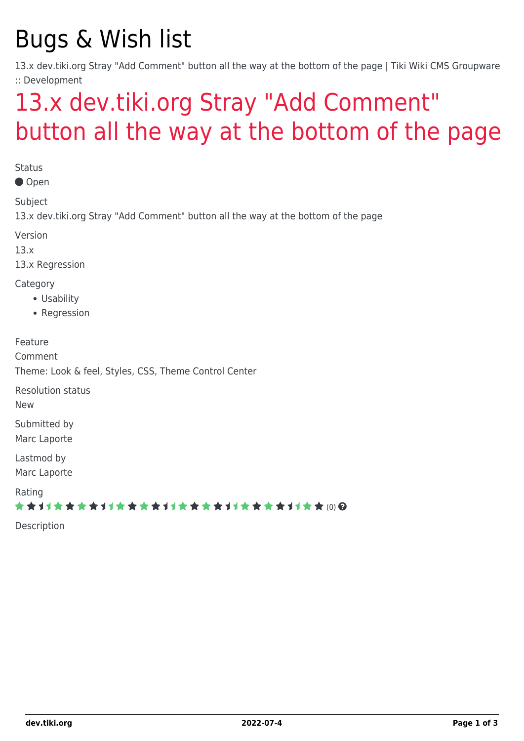# Bugs & Wish list

13.x dev.tiki.org Stray "Add Comment" button all the way at the bottom of the page | Tiki Wiki CMS Groupware :: Development

## 13.x dev.tiki.org Stray "Add Comment" button all the way at the bottom of the page

Status

Open

Subject

13.x dev.tiki.org Stray "Add Comment" button all the way at the bottom of the page

Version

13.x

13.x Regression

Category

- Usability
- Regression

Feature

Comment

Theme: Look & feel, Styles, CSS, Theme Control Center

Resolution status

New

Submitted by

Marc Laporte

Lastmod by

Marc Laporte

Rating

(0)

Description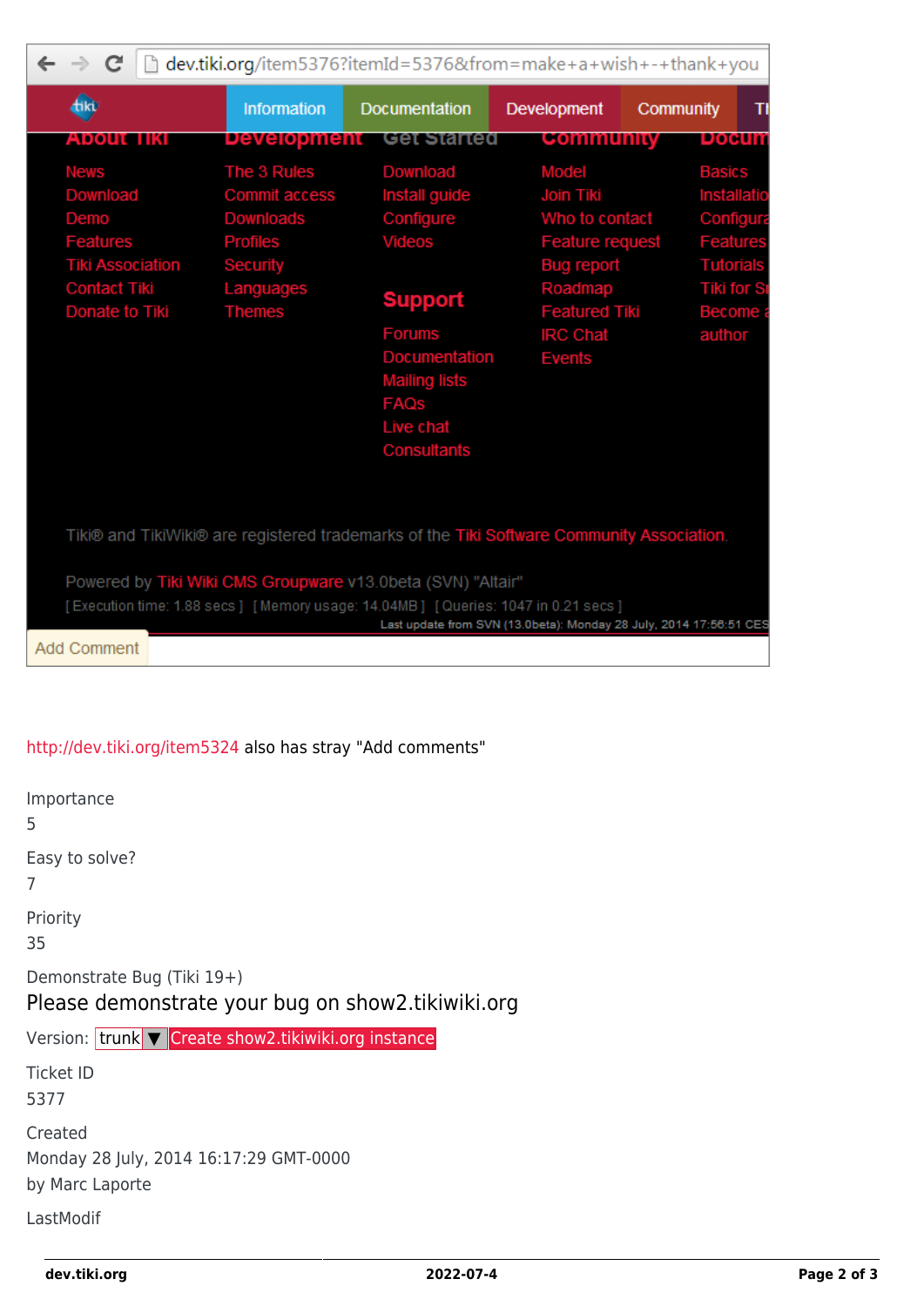http://dev.tiki.org/item5324 also has stray "Add comments"

Importance
5

Easy to solve?
7

Priority
35

Demonstrate Bug (Tiki 19+)

Please demonstrate your bug on show2.tikiwiki.org

Version: trunk ▼ Create show2.tikiwiki.org instance

Ticket ID
5377

Created
Monday 28 July, 2014 16:17:29 GMT-0000
by Marc Laporte

LastModif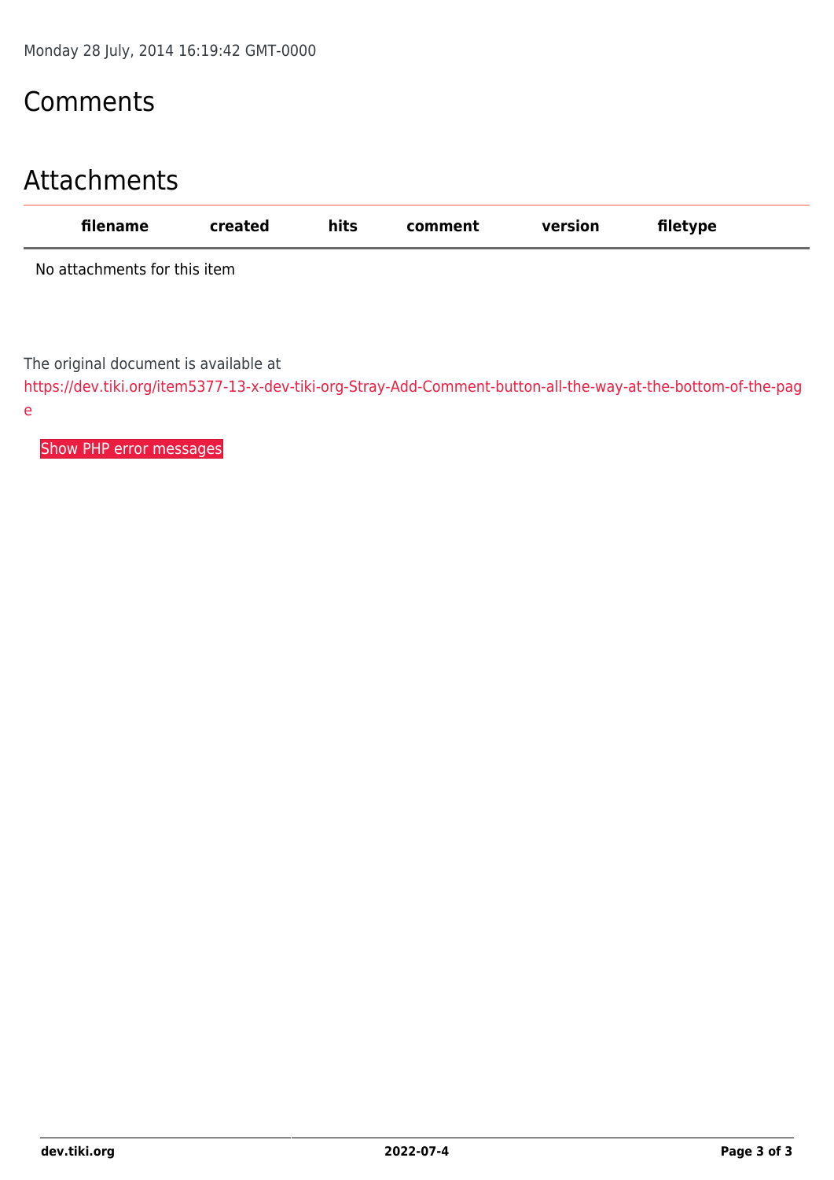Monday 28 July, 2014 16:19:42 GMT-0000

## Comments

## Attachments

| filename | created | hits | comment | version | filetype |
|---|---|---|---|---|---|
| No attachments for this item | | | | | |

The original document is available at https://dev.tiki.org/item5377-13-x-dev-tiki-org-Stray-Add-Comment-button-all-the-way-at-the-bottom-of-the-page

Show PHP error messages